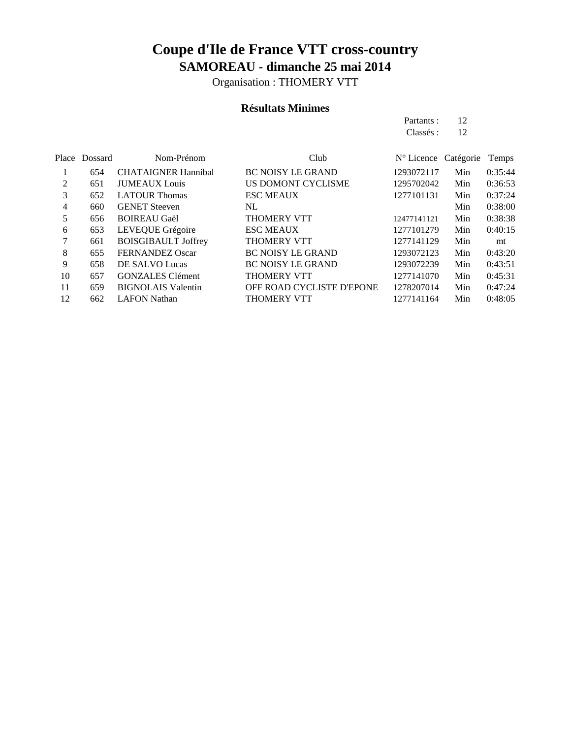# Coupe d'Ile de France VTT cross-country

## SAMOREAU - dimanche 25 mai 2014

Organisation : THOMERY VTT

### Résultats Minimes

Partants : 12
Classés : 12

| Place | Dossard | Nom-Prénom | Club | N° Licence | Catégorie | Temps |
|---|---|---|---|---|---|---|
| 1 | 654 | CHATAIGNER Hannibal | BC NOISY LE GRAND | 1293072117 | Min | 0:35:44 |
| 2 | 651 | JUMEAUX Louis | US DOMONT CYCLISME | 1295702042 | Min | 0:36:53 |
| 3 | 652 | LATOUR Thomas | ESC MEAUX | 1277101131 | Min | 0:37:24 |
| 4 | 660 | GENET Steeven | NL | | Min | 0:38:00 |
| 5 | 656 | BOIREAU Gaël | THOMERY VTT | 12477141121 | Min | 0:38:38 |
| 6 | 653 | LEVEQUE Grégoire | ESC MEAUX | 1277101279 | Min | 0:40:15 |
| 7 | 661 | BOISGIBAULT Joffrey | THOMERY VTT | 1277141129 | Min | mt |
| 8 | 655 | FERNANDEZ Oscar | BC NOISY LE GRAND | 1293072123 | Min | 0:43:20 |
| 9 | 658 | DE SALVO Lucas | BC NOISY LE GRAND | 1293072239 | Min | 0:43:51 |
| 10 | 657 | GONZALES Clément | THOMERY VTT | 1277141070 | Min | 0:45:31 |
| 11 | 659 | BIGNOLAIS Valentin | OFF ROAD CYCLISTE D'EPONE | 1278207014 | Min | 0:47:24 |
| 12 | 662 | LAFON Nathan | THOMERY VTT | 1277141164 | Min | 0:48:05 |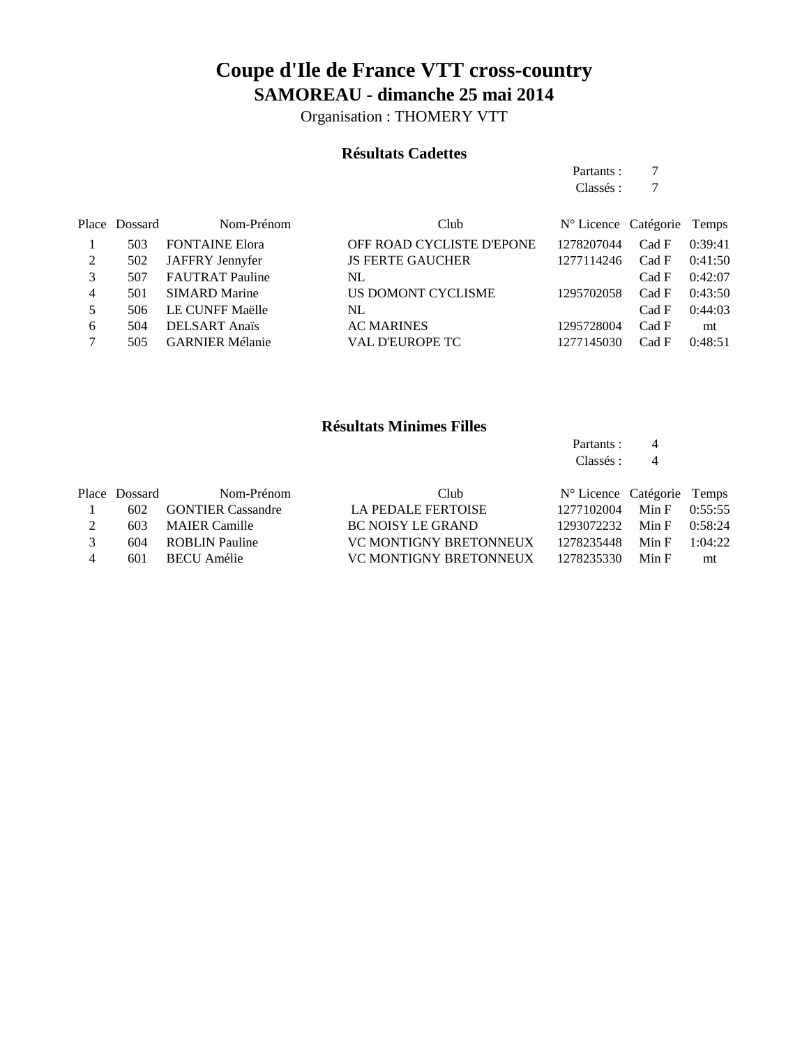# Coupe d'Ile de France VTT cross-country

## SAMOREAU - dimanche 25 mai 2014

Organisation : THOMERY VTT

### Résultats Cadettes

Partants : 7
Classés : 7

| Place | Dossard | Nom-Prénom | Club | N° Licence | Catégorie | Temps |
|---|---|---|---|---|---|---|
| 1 | 503 | FONTAINE Elora | OFF ROAD CYCLISTE D'EPONE | 1278207044 | Cad F | 0:39:41 |
| 2 | 502 | JAFFRY Jennyfer | JS FERTE GAUCHER | 1277114246 | Cad F | 0:41:50 |
| 3 | 507 | FAUTRAT Pauline | NL | | Cad F | 0:42:07 |
| 4 | 501 | SIMARD Marine | US DOMONT CYCLISME | 1295702058 | Cad F | 0:43:50 |
| 5 | 506 | LE CUNFF Maëlle | NL | | Cad F | 0:44:03 |
| 6 | 504 | DELSART Anaïs | AC MARINES | 1295728004 | Cad F | mt |
| 7 | 505 | GARNIER Mélanie | VAL D'EUROPE TC | 1277145030 | Cad F | 0:48:51 |

### Résultats Minimes Filles

Partants : 4
Classés : 4

| Place | Dossard | Nom-Prénom | Club | N° Licence | Catégorie | Temps |
|---|---|---|---|---|---|---|
| 1 | 602 | GONTIER Cassandre | LA PEDALE FERTOISE | 1277102004 | Min F | 0:55:55 |
| 2 | 603 | MAIER Camille | BC NOISY LE GRAND | 1293072232 | Min F | 0:58:24 |
| 3 | 604 | ROBLIN Pauline | VC MONTIGNY BRETONNEUX | 1278235448 | Min F | 1:04:22 |
| 4 | 601 | BECU Amélie | VC MONTIGNY BRETONNEUX | 1278235330 | Min F | mt |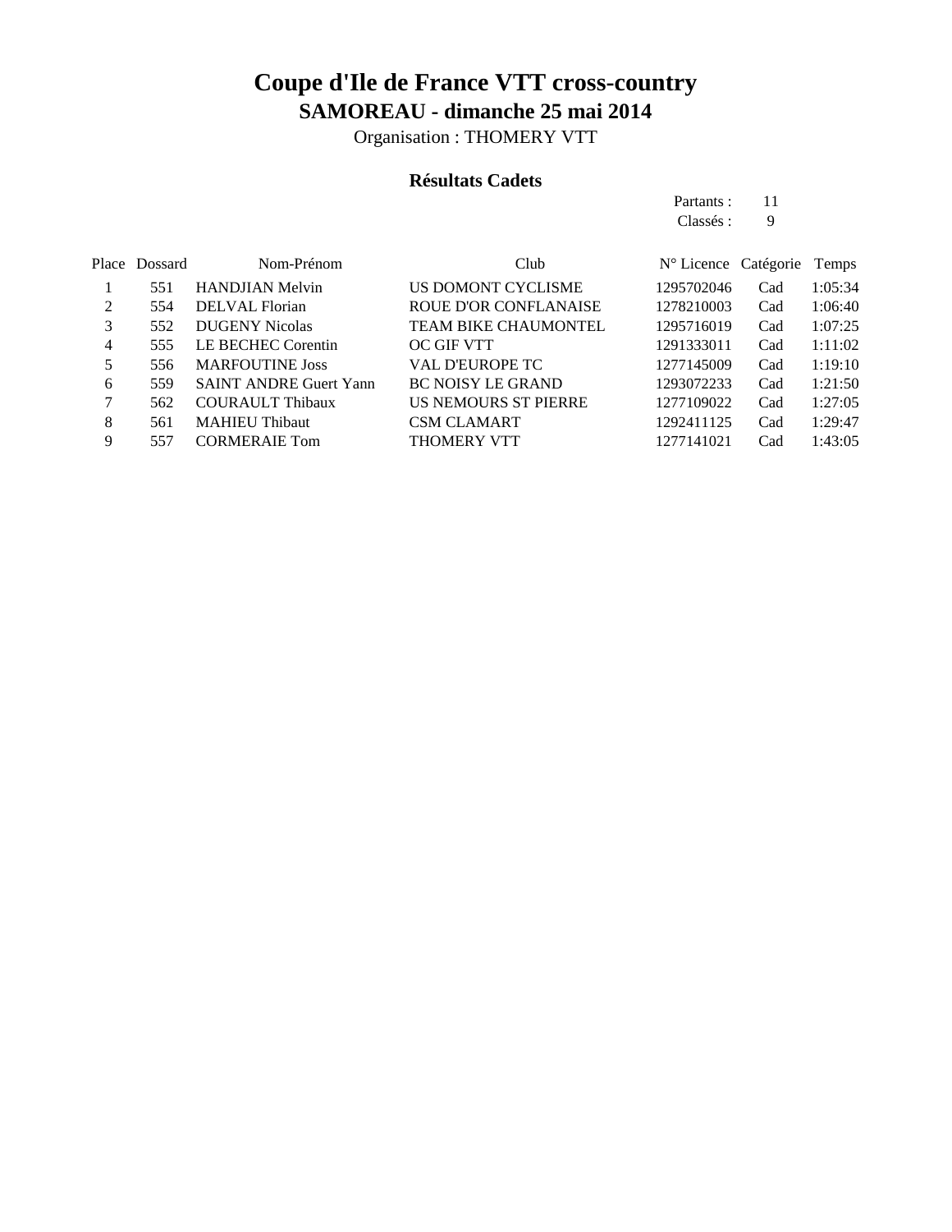# Coupe d'Ile de France VTT cross-country

## SAMOREAU - dimanche 25 mai 2014

Organisation : THOMERY VTT

### Résultats Cadets

Partants : 11
Classés : 9

| Place | Dossard | Nom-Prénom | Club | N° Licence | Catégorie | Temps |
|---|---|---|---|---|---|---|
| 1 | 551 | HANDJIAN Melvin | US DOMONT CYCLISME | 1295702046 | Cad | 1:05:34 |
| 2 | 554 | DELVAL Florian | ROUE D'OR CONFLANAISE | 1278210003 | Cad | 1:06:40 |
| 3 | 552 | DUGENY Nicolas | TEAM BIKE CHAUMONTEL | 1295716019 | Cad | 1:07:25 |
| 4 | 555 | LE BECHEC Corentin | OC GIF VTT | 1291333011 | Cad | 1:11:02 |
| 5 | 556 | MARFOUTINE Joss | VAL D'EUROPE TC | 1277145009 | Cad | 1:19:10 |
| 6 | 559 | SAINT ANDRE Guert Yann | BC NOISY LE GRAND | 1293072233 | Cad | 1:21:50 |
| 7 | 562 | COURAULT Thibaux | US NEMOURS ST PIERRE | 1277109022 | Cad | 1:27:05 |
| 8 | 561 | MAHIEU Thibaut | CSM CLAMART | 1292411125 | Cad | 1:29:47 |
| 9 | 557 | CORMERAIE Tom | THOMERY VTT | 1277141021 | Cad | 1:43:05 |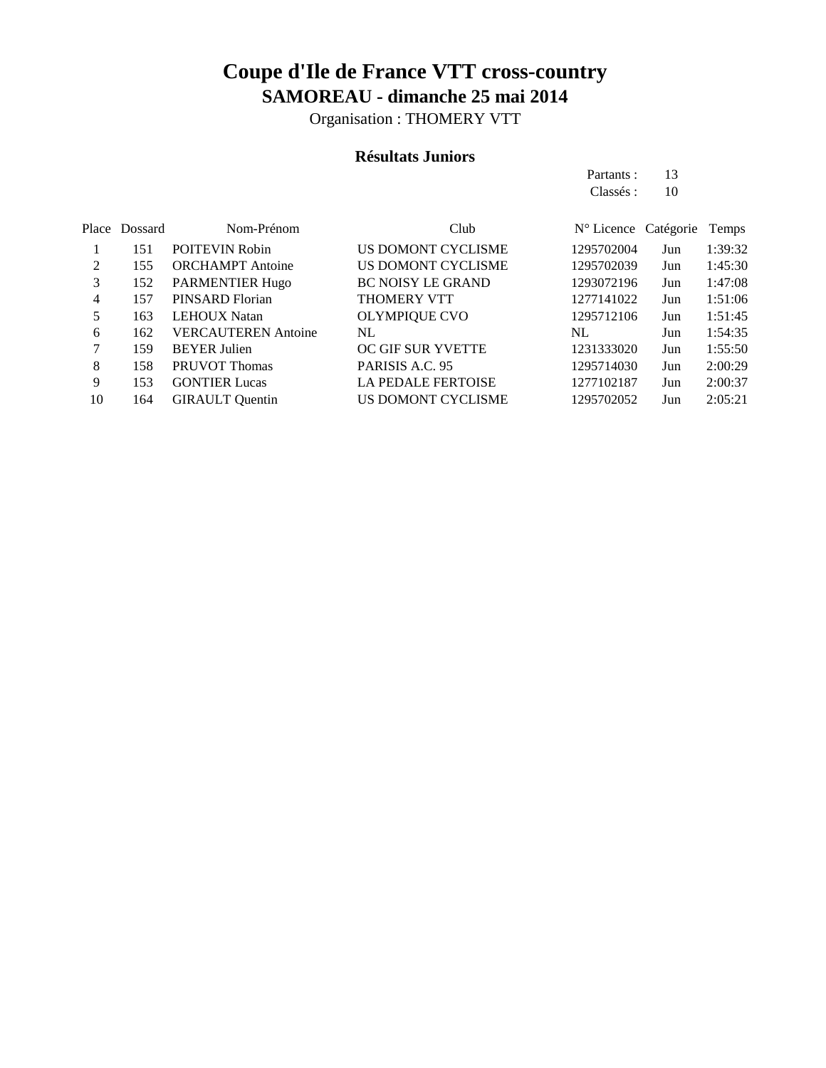# Coupe d'Ile de France VTT cross-country

## SAMOREAU - dimanche 25 mai 2014

Organisation : THOMERY VTT

### Résultats Juniors

Partants : 13

Classés : 10

| Place | Dossard | Nom-Prénom | Club | N° Licence | Catégorie | Temps |
|---|---|---|---|---|---|---|
| 1 | 151 | POITEVIN Robin | US DOMONT CYCLISME | 1295702004 | Jun | 1:39:32 |
| 2 | 155 | ORCHAMPT Antoine | US DOMONT CYCLISME | 1295702039 | Jun | 1:45:30 |
| 3 | 152 | PARMENTIER Hugo | BC NOISY LE GRAND | 1293072196 | Jun | 1:47:08 |
| 4 | 157 | PINSARD Florian | THOMERY VTT | 1277141022 | Jun | 1:51:06 |
| 5 | 163 | LEHOUX Natan | OLYMPIQUE CVO | 1295712106 | Jun | 1:51:45 |
| 6 | 162 | VERCAUTEREN Antoine | NL | NL | Jun | 1:54:35 |
| 7 | 159 | BEYER Julien | OC GIF SUR YVETTE | 1231333020 | Jun | 1:55:50 |
| 8 | 158 | PRUVOT Thomas | PARISIS A.C. 95 | 1295714030 | Jun | 2:00:29 |
| 9 | 153 | GONTIER Lucas | LA PEDALE FERTOISE | 1277102187 | Jun | 2:00:37 |
| 10 | 164 | GIRAULT Quentin | US DOMONT CYCLISME | 1295702052 | Jun | 2:05:21 |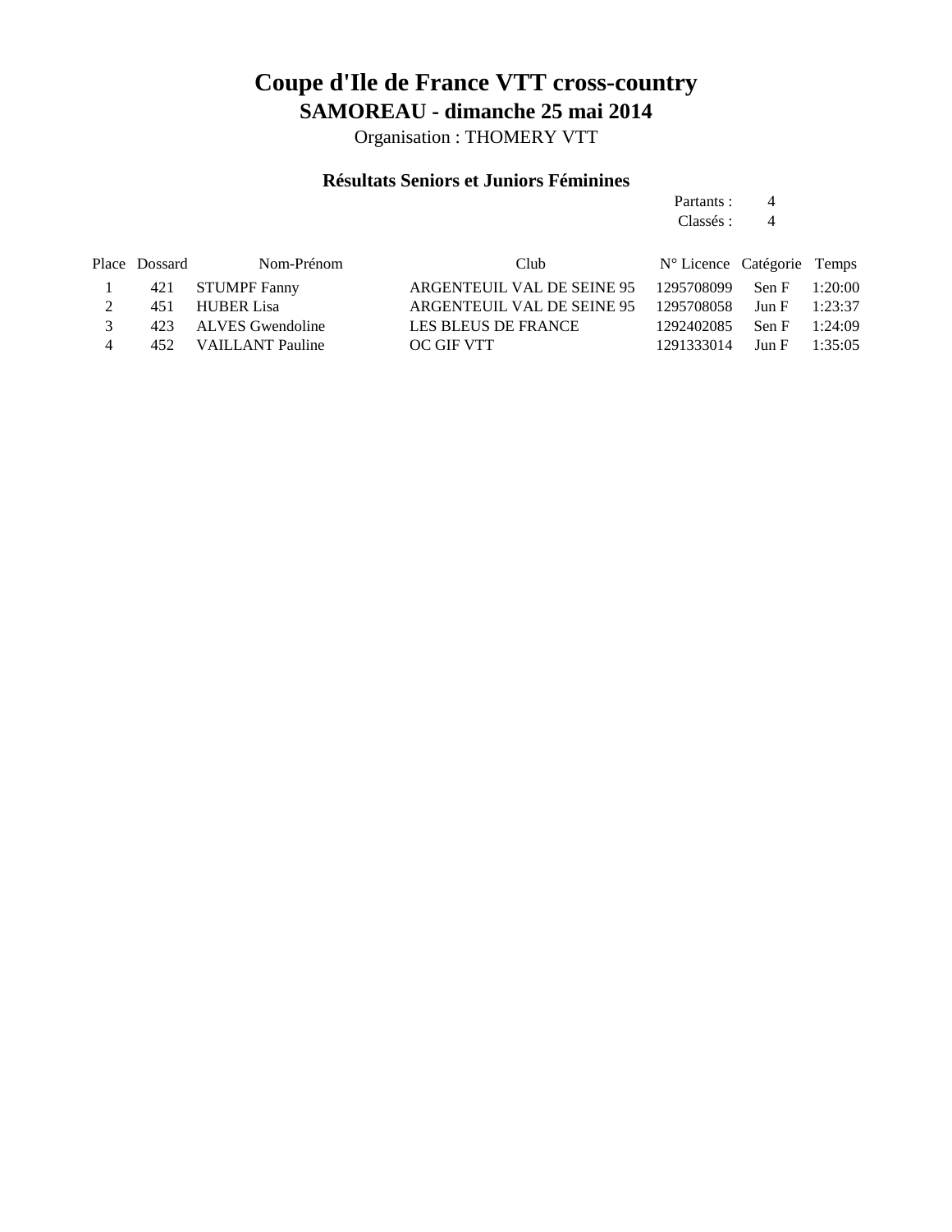# Coupe d'Ile de France VTT cross-country

## SAMOREAU - dimanche 25 mai 2014

Organisation : THOMERY VTT

### Résultats Seniors et Juniors Féminines

Partants : 4
Classés : 4

| Place | Dossard | Nom-Prénom | Club | N° Licence | Catégorie | Temps |
|---|---|---|---|---|---|---|
| 1 | 421 | STUMPF Fanny | ARGENTEUIL VAL DE SEINE 95 | 1295708099 | Sen F | 1:20:00 |
| 2 | 451 | HUBER Lisa | ARGENTEUIL VAL DE SEINE 95 | 1295708058 | Jun F | 1:23:37 |
| 3 | 423 | ALVES Gwendoline | LES BLEUS DE FRANCE | 1292402085 | Sen F | 1:24:09 |
| 4 | 452 | VAILLANT Pauline | OC GIF VTT | 1291333014 | Jun F | 1:35:05 |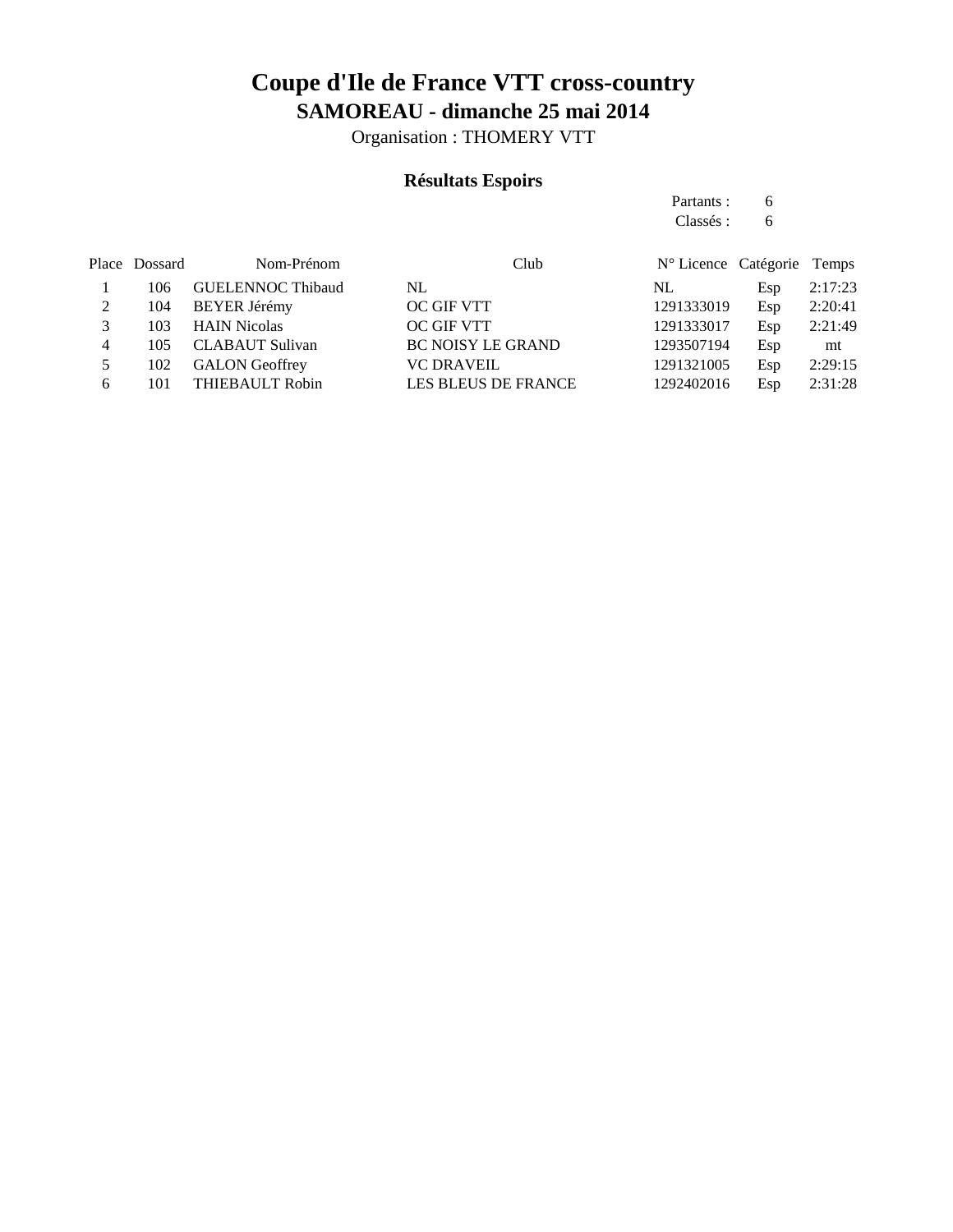# Coupe d'Ile de France VTT cross-country

## SAMOREAU - dimanche 25 mai 2014

Organisation : THOMERY VTT

### Résultats Espoirs

Partants : 6
Classés : 6

| Place | Dossard | Nom-Prénom | Club | N° Licence | Catégorie | Temps |
|---|---|---|---|---|---|---|
| 1 | 106 | GUELENNOC Thibaud | NL | NL | Esp | 2:17:23 |
| 2 | 104 | BEYER Jérémy | OC GIF VTT | 1291333019 | Esp | 2:20:41 |
| 3 | 103 | HAIN Nicolas | OC GIF VTT | 1291333017 | Esp | 2:21:49 |
| 4 | 105 | CLABAUT Sulivan | BC NOISY LE GRAND | 1293507194 | Esp | mt |
| 5 | 102 | GALON Geoffrey | VC DRAVEIL | 1291321005 | Esp | 2:29:15 |
| 6 | 101 | THIEBAULT Robin | LES BLEUS DE FRANCE | 1292402016 | Esp | 2:31:28 |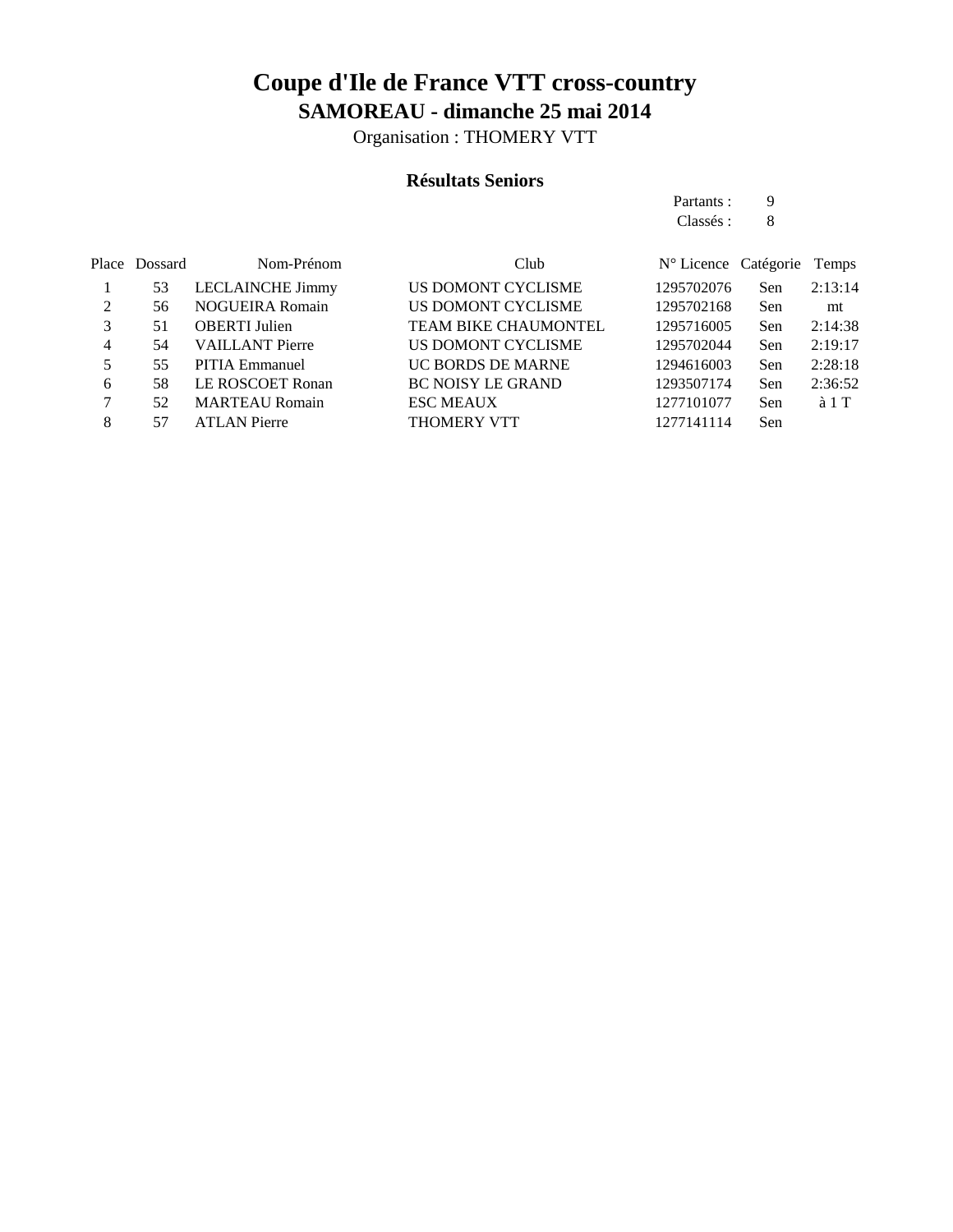# Coupe d'Ile de France VTT cross-country

## SAMOREAU - dimanche 25 mai 2014

Organisation : THOMERY VTT

### Résultats Seniors

Partants : 9
Classés : 8

| Place | Dossard | Nom-Prénom | Club | N° Licence | Catégorie | Temps |
|---|---|---|---|---|---|---|
| 1 | 53 | LECLAINCHE Jimmy | US DOMONT CYCLISME | 1295702076 | Sen | 2:13:14 |
| 2 | 56 | NOGUEIRA Romain | US DOMONT CYCLISME | 1295702168 | Sen | mt |
| 3 | 51 | OBERTI Julien | TEAM BIKE CHAUMONTEL | 1295716005 | Sen | 2:14:38 |
| 4 | 54 | VAILLANT Pierre | US DOMONT CYCLISME | 1295702044 | Sen | 2:19:17 |
| 5 | 55 | PITIA Emmanuel | UC BORDS DE MARNE | 1294616003 | Sen | 2:28:18 |
| 6 | 58 | LE ROSCOET Ronan | BC NOISY LE GRAND | 1293507174 | Sen | 2:36:52 |
| 7 | 52 | MARTEAU Romain | ESC MEAUX | 1277101077 | Sen | à 1 T |
| 8 | 57 | ATLAN Pierre | THOMERY VTT | 1277141114 | Sen | |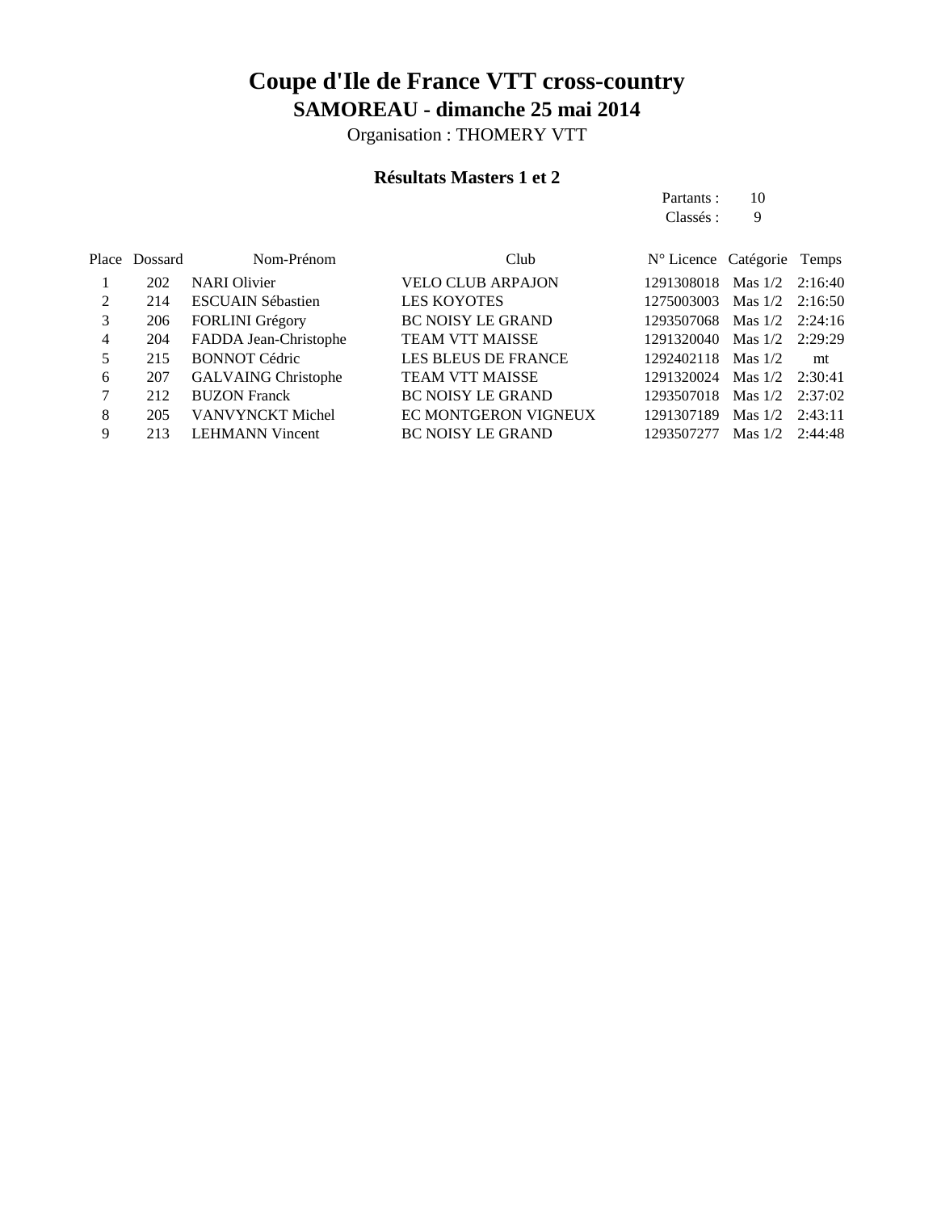# Coupe d'Ile de France VTT cross-country

## SAMOREAU - dimanche 25 mai 2014

Organisation : THOMERY VTT

### Résultats Masters 1 et 2

Partants : 10
Classés : 9

| Place | Dossard | Nom-Prénom | Club | N° Licence | Catégorie | Temps |
|---|---|---|---|---|---|---|
| 1 | 202 | NARI Olivier | VELO CLUB ARPAJON | 1291308018 | Mas 1/2 | 2:16:40 |
| 2 | 214 | ESCUAIN Sébastien | LES KOYOTES | 1275003003 | Mas 1/2 | 2:16:50 |
| 3 | 206 | FORLINI Grégory | BC NOISY LE GRAND | 1293507068 | Mas 1/2 | 2:24:16 |
| 4 | 204 | FADDA Jean-Christophe | TEAM VTT MAISSE | 1291320040 | Mas 1/2 | 2:29:29 |
| 5 | 215 | BONNOT Cédric | LES BLEUS DE FRANCE | 1292402118 | Mas 1/2 | mt |
| 6 | 207 | GALVAING Christophe | TEAM VTT MAISSE | 1291320024 | Mas 1/2 | 2:30:41 |
| 7 | 212 | BUZON Franck | BC NOISY LE GRAND | 1293507018 | Mas 1/2 | 2:37:02 |
| 8 | 205 | VANVYNCKT Michel | EC MONTGERON VIGNEUX | 1291307189 | Mas 1/2 | 2:43:11 |
| 9 | 213 | LEHMANN Vincent | BC NOISY LE GRAND | 1293507277 | Mas 1/2 | 2:44:48 |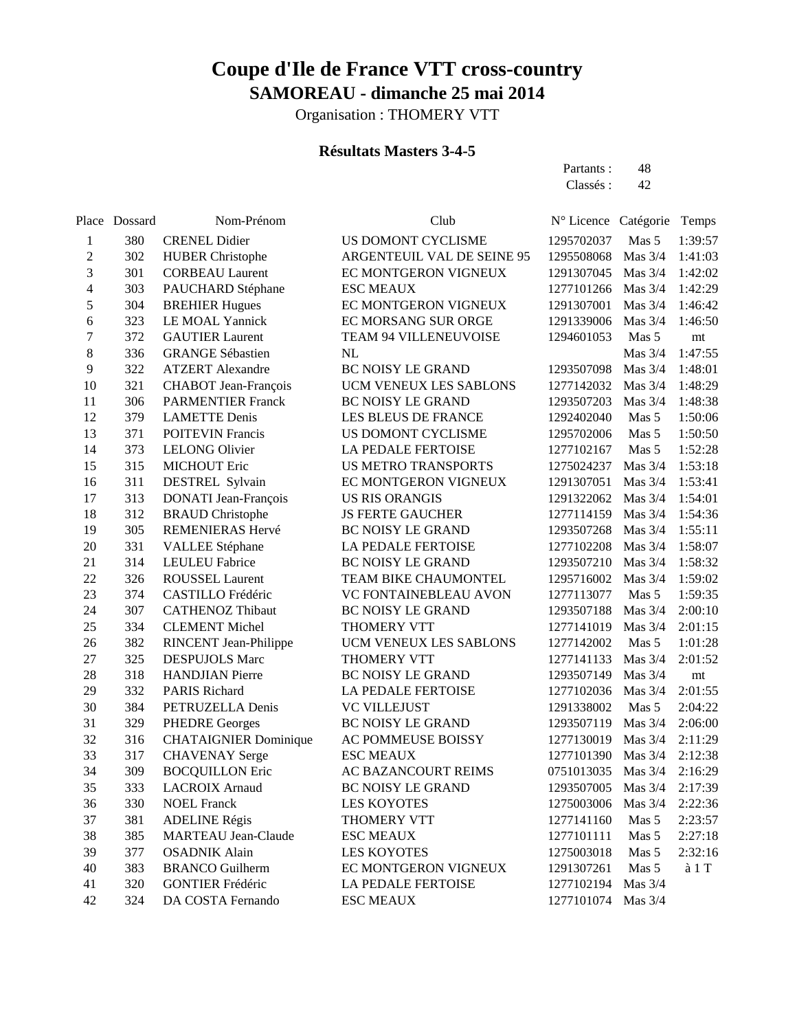# Coupe d'Ile de France VTT cross-country

## SAMOREAU - dimanche 25 mai 2014

Organisation : THOMERY VTT

### Résultats Masters 3-4-5

Partants : 48
Classés : 42

| Place | Dossard | Nom-Prénom | Club | N° Licence | Catégorie | Temps |
|---|---|---|---|---|---|---|
| 1 | 380 | CRENEL Didier | US DOMONT CYCLISME | 1295702037 | Mas 5 | 1:39:57 |
| 2 | 302 | HUBER Christophe | ARGENTEUIL VAL DE SEINE 95 | 1295508068 | Mas 3/4 | 1:41:03 |
| 3 | 301 | CORBEAU Laurent | EC MONTGERON VIGNEUX | 1291307045 | Mas 3/4 | 1:42:02 |
| 4 | 303 | PAUCHARD Stéphane | ESC MEAUX | 1277101266 | Mas 3/4 | 1:42:29 |
| 5 | 304 | BREHIER Hugues | EC MONTGERON VIGNEUX | 1291307001 | Mas 3/4 | 1:46:42 |
| 6 | 323 | LE MOAL Yannick | EC MORSANG SUR ORGE | 1291339006 | Mas 3/4 | 1:46:50 |
| 7 | 372 | GAUTIER Laurent | TEAM 94 VILLENEUVOISE | 1294601053 | Mas 5 | mt |
| 8 | 336 | GRANGE Sébastien | NL | | Mas 3/4 | 1:47:55 |
| 9 | 322 | ATZERT Alexandre | BC NOISY LE GRAND | 1293507098 | Mas 3/4 | 1:48:01 |
| 10 | 321 | CHABOT Jean-François | UCM VENEUX LES SABLONS | 1277142032 | Mas 3/4 | 1:48:29 |
| 11 | 306 | PARMENTIER Franck | BC NOISY LE GRAND | 1293507203 | Mas 3/4 | 1:48:38 |
| 12 | 379 | LAMETTE Denis | LES BLEUS DE FRANCE | 1292402040 | Mas 5 | 1:50:06 |
| 13 | 371 | POITEVIN Francis | US DOMONT CYCLISME | 1295702006 | Mas 5 | 1:50:50 |
| 14 | 373 | LELONG Olivier | LA PEDALE FERTOISE | 1277102167 | Mas 5 | 1:52:28 |
| 15 | 315 | MICHOUT Eric | US METRO TRANSPORTS | 1275024237 | Mas 3/4 | 1:53:18 |
| 16 | 311 | DESTREL Sylvain | EC MONTGERON VIGNEUX | 1291307051 | Mas 3/4 | 1:53:41 |
| 17 | 313 | DONATI Jean-François | US RIS ORANGIS | 1291322062 | Mas 3/4 | 1:54:01 |
| 18 | 312 | BRAUD Christophe | JS FERTE GAUCHER | 1277114159 | Mas 3/4 | 1:54:36 |
| 19 | 305 | REMENIERAS Hervé | BC NOISY LE GRAND | 1293507268 | Mas 3/4 | 1:55:11 |
| 20 | 331 | VALLEE Stéphane | LA PEDALE FERTOISE | 1277102208 | Mas 3/4 | 1:58:07 |
| 21 | 314 | LEULEU Fabrice | BC NOISY LE GRAND | 1293507210 | Mas 3/4 | 1:58:32 |
| 22 | 326 | ROUSSEL Laurent | TEAM BIKE CHAUMONTEL | 1295716002 | Mas 3/4 | 1:59:02 |
| 23 | 374 | CASTILLO Frédéric | VC FONTAINEBLEAU AVON | 1277113077 | Mas 5 | 1:59:35 |
| 24 | 307 | CATHENOZ Thibaut | BC NOISY LE GRAND | 1293507188 | Mas 3/4 | 2:00:10 |
| 25 | 334 | CLEMENT Michel | THOMERY VTT | 1277141019 | Mas 3/4 | 2:01:15 |
| 26 | 382 | RINCENT Jean-Philippe | UCM VENEUX LES SABLONS | 1277142002 | Mas 5 | 1:01:28 |
| 27 | 325 | DESPUJOLS Marc | THOMERY VTT | 1277141133 | Mas 3/4 | 2:01:52 |
| 28 | 318 | HANDJIAN Pierre | BC NOISY LE GRAND | 1293507149 | Mas 3/4 | mt |
| 29 | 332 | PARIS Richard | LA PEDALE FERTOISE | 1277102036 | Mas 3/4 | 2:01:55 |
| 30 | 384 | PETRUZELLA Denis | VC VILLEJUST | 1291338002 | Mas 5 | 2:04:22 |
| 31 | 329 | PHEDRE Georges | BC NOISY LE GRAND | 1293507119 | Mas 3/4 | 2:06:00 |
| 32 | 316 | CHATAIGNIER Dominique | AC POMMEUSE BOISSY | 1277130019 | Mas 3/4 | 2:11:29 |
| 33 | 317 | CHAVENAY Serge | ESC MEAUX | 1277101390 | Mas 3/4 | 2:12:38 |
| 34 | 309 | BOCQUILLON Eric | AC BAZANCOURT REIMS | 0751013035 | Mas 3/4 | 2:16:29 |
| 35 | 333 | LACROIX Arnaud | BC NOISY LE GRAND | 1293507005 | Mas 3/4 | 2:17:39 |
| 36 | 330 | NOEL Franck | LES KOYOTES | 1275003006 | Mas 3/4 | 2:22:36 |
| 37 | 381 | ADELINE Régis | THOMERY VTT | 1277141160 | Mas 5 | 2:23:57 |
| 38 | 385 | MARTEAU Jean-Claude | ESC MEAUX | 1277101111 | Mas 5 | 2:27:18 |
| 39 | 377 | OSADNIK Alain | LES KOYOTES | 1275003018 | Mas 5 | 2:32:16 |
| 40 | 383 | BRANCO Guilherm | EC MONTGERON VIGNEUX | 1291307261 | Mas 5 | à 1 T |
| 41 | 320 | GONTIER Frédéric | LA PEDALE FERTOISE | 1277102194 | Mas 3/4 | |
| 42 | 324 | DA COSTA Fernando | ESC MEAUX | 1277101074 | Mas 3/4 | |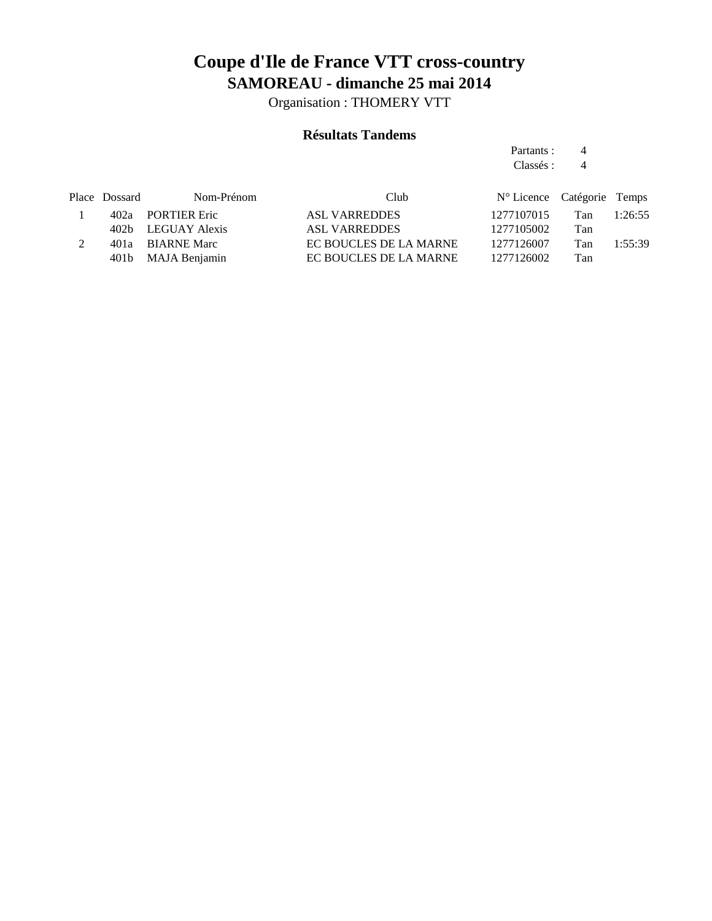# Coupe d'Ile de France VTT cross-country

## SAMOREAU - dimanche 25 mai 2014

Organisation : THOMERY VTT

### Résultats Tandems

Partants : 4
Classés : 4

| Place | Dossard | Nom-Prénom | Club | N° Licence | Catégorie | Temps |
|---|---|---|---|---|---|---|
| 1 | 402a | PORTIER Eric | ASL VARREDDES | 1277107015 | Tan | 1:26:55 |
| | 402b | LEGUAY Alexis | ASL VARREDDES | 1277105002 | Tan | |
| 2 | 401a | BIARNE Marc | EC BOUCLES DE LA MARNE | 1277126007 | Tan | 1:55:39 |
| | 401b | MAJA Benjamin | EC BOUCLES DE LA MARNE | 1277126002 | Tan | |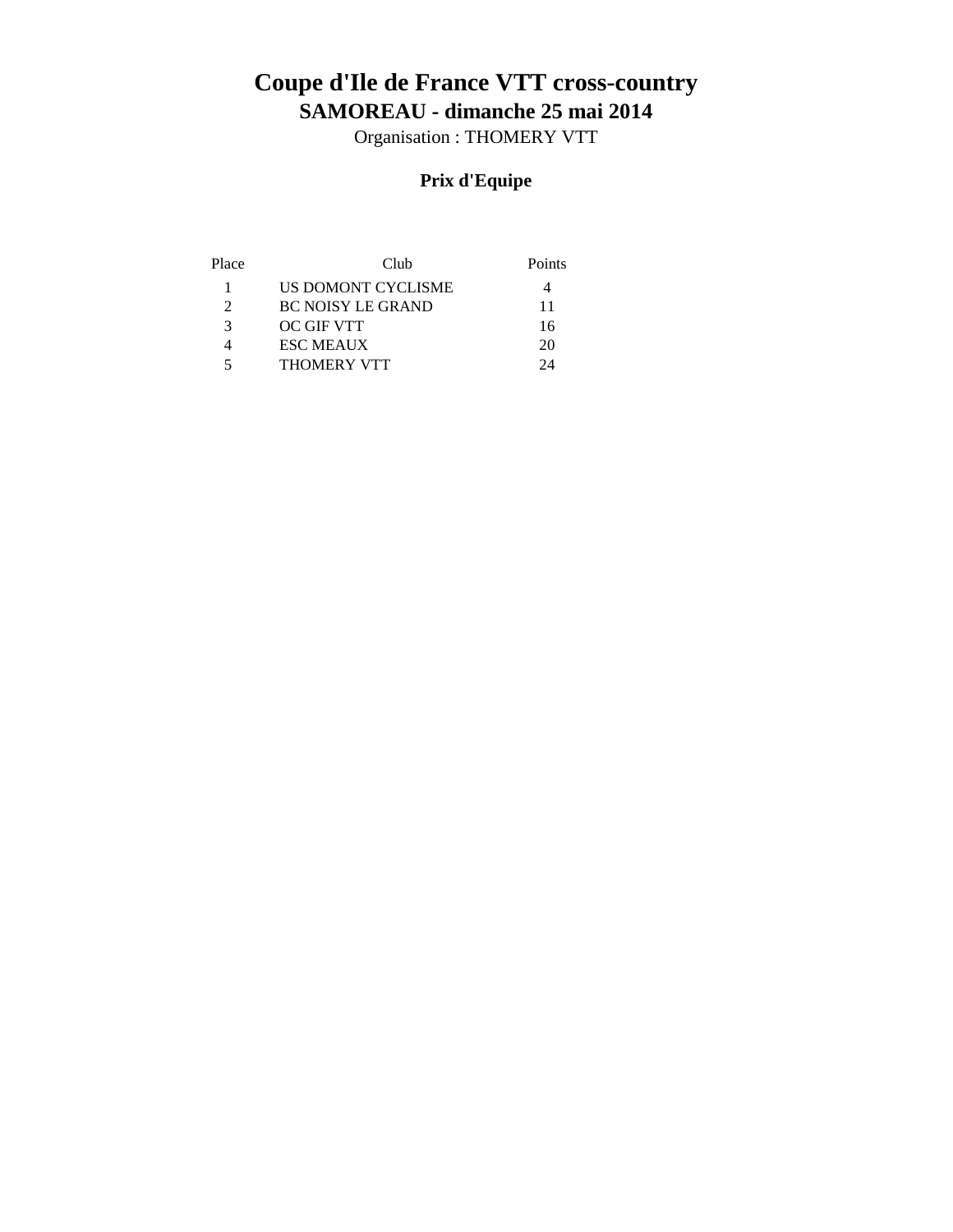# Coupe d'Ile de France VTT cross-country

## SAMOREAU - dimanche 25 mai 2014

Organisation : THOMERY VTT

### Prix d'Equipe

| Place | Club | Points |
|---|---|---|
| 1 | US DOMONT CYCLISME | 4 |
| 2 | BC NOISY LE GRAND | 11 |
| 3 | OC GIF VTT | 16 |
| 4 | ESC MEAUX | 20 |
| 5 | THOMERY VTT | 24 |